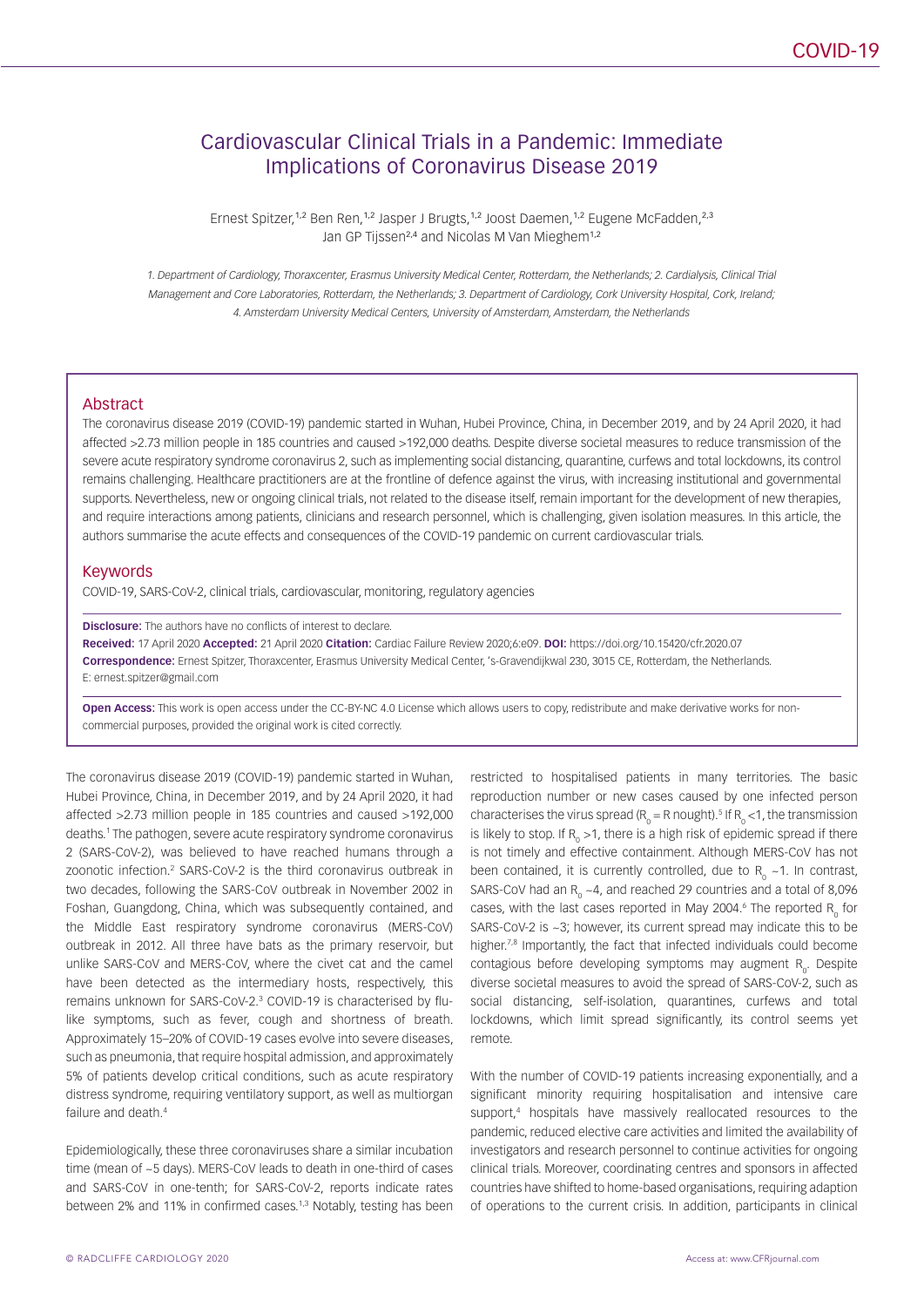# Cardiovascular Clinical Trials in a Pandemic: Immediate Implications of Coronavirus Disease 2019

Ernest Spitzer,[1,2] Ben Ren,[1,2] Jasper J Brugts,[1,2] Joost Daemen,[1,2] Eugene McFadden,[2,3] Jan GP Tijssen[2,4] and Nicolas M Van Mieghem[1,2]

*1. Department of Cardiology, Thoraxcenter, Erasmus University Medical Center, Rotterdam, the Netherlands; 2. Cardialysis, Clinical Trial Management and Core Laboratories, Rotterdam, the Netherlands; 3. Department of Cardiology, Cork University Hospital, Cork, Ireland; 4. Amsterdam University Medical Centers, University of Amsterdam, Amsterdam, the Netherlands*

## Abstract

The coronavirus disease 2019 (COVID-19) pandemic started in Wuhan, Hubei Province, China, in December 2019, and by 24 April 2020, it had affected >2.73 million people in 185 countries and caused >192,000 deaths. Despite diverse societal measures to reduce transmission of the severe acute respiratory syndrome coronavirus 2, such as implementing social distancing, quarantine, curfews and total lockdowns, its control remains challenging. Healthcare practitioners are at the frontline of defence against the virus, with increasing institutional and governmental supports. Nevertheless, new or ongoing clinical trials, not related to the disease itself, remain important for the development of new therapies, and require interactions among patients, clinicians and research personnel, which is challenging, given isolation measures. In this article, the authors summarise the acute effects and consequences of the COVID-19 pandemic on current cardiovascular trials.

## Keywords

COVID-19, SARS-CoV-2, clinical trials, cardiovascular, monitoring, regulatory agencies

**Disclosure:** The authors have no conflicts of interest to declare.

**Received:** 17 April 2020 **Accepted:** 21 April 2020 **Citation:** Cardiac Failure Review 2020;6:e09. **DOI:** https://doi.org/10.15420/cfr.2020.07

**Correspondence:** Ernest Spitzer, Thoraxcenter, Erasmus University Medical Center, 's-Gravendijkwal 230, 3015 CE, Rotterdam, the Netherlands. E: ernest.spitzer@gmail.com

**Open Access:** This work is open access under the CC-BY-NC 4.0 License which allows users to copy, redistribute and make derivative works for non-commercial purposes, provided the original work is cited correctly.

The coronavirus disease 2019 (COVID-19) pandemic started in Wuhan, Hubei Province, China, in December 2019, and by 24 April 2020, it had affected >2.73 million people in 185 countries and caused >192,000 deaths.[1] The pathogen, severe acute respiratory syndrome coronavirus 2 (SARS-CoV-2), was believed to have reached humans through a zoonotic infection.[2] SARS-CoV-2 is the third coronavirus outbreak in two decades, following the SARS-CoV outbreak in November 2002 in Foshan, Guangdong, China, which was subsequently contained, and the Middle East respiratory syndrome coronavirus (MERS-CoV) outbreak in 2012. All three have bats as the primary reservoir, but unlike SARS-CoV and MERS-CoV, where the civet cat and the camel have been detected as the intermediary hosts, respectively, this remains unknown for SARS-CoV-2.[3] COVID-19 is characterised by flu-like symptoms, such as fever, cough and shortness of breath. Approximately 15–20% of COVID-19 cases evolve into severe diseases, such as pneumonia, that require hospital admission, and approximately 5% of patients develop critical conditions, such as acute respiratory distress syndrome, requiring ventilatory support, as well as multiorgan failure and death.[4]

Epidemiologically, these three coronaviruses share a similar incubation time (mean of ~5 days). MERS-CoV leads to death in one-third of cases and SARS-CoV in one-tenth; for SARS-CoV-2, reports indicate rates between 2% and 11% in confirmed cases.[1,3] Notably, testing has been restricted to hospitalised patients in many territories. The basic reproduction number or new cases caused by one infected person characterises the virus spread ($R_0$ = R nought).[5] If $R_0 < 1$, the transmission is likely to stop. If $R_0 > 1$, there is a high risk of epidemic spread if there is not timely and effective containment. Although MERS-CoV has not been contained, it is currently controlled, due to $R_0 \sim 1$. In contrast, SARS-CoV had an $R_0 \sim 4$, and reached 29 countries and a total of 8,096 cases, with the last cases reported in May 2004.[6] The reported $R_0$ for SARS-CoV-2 is ~3; however, its current spread may indicate this to be higher.[7,8] Importantly, the fact that infected individuals could become contagious before developing symptoms may augment $R_0$. Despite diverse societal measures to avoid the spread of SARS-CoV-2, such as social distancing, self-isolation, quarantines, curfews and total lockdowns, which limit spread significantly, its control seems yet remote.

With the number of COVID-19 patients increasing exponentially, and a significant minority requiring hospitalisation and intensive care support,[4] hospitals have massively reallocated resources to the pandemic, reduced elective care activities and limited the availability of investigators and research personnel to continue activities for ongoing clinical trials. Moreover, coordinating centres and sponsors in affected countries have shifted to home-based organisations, requiring adaption of operations to the current crisis. In addition, participants in clinical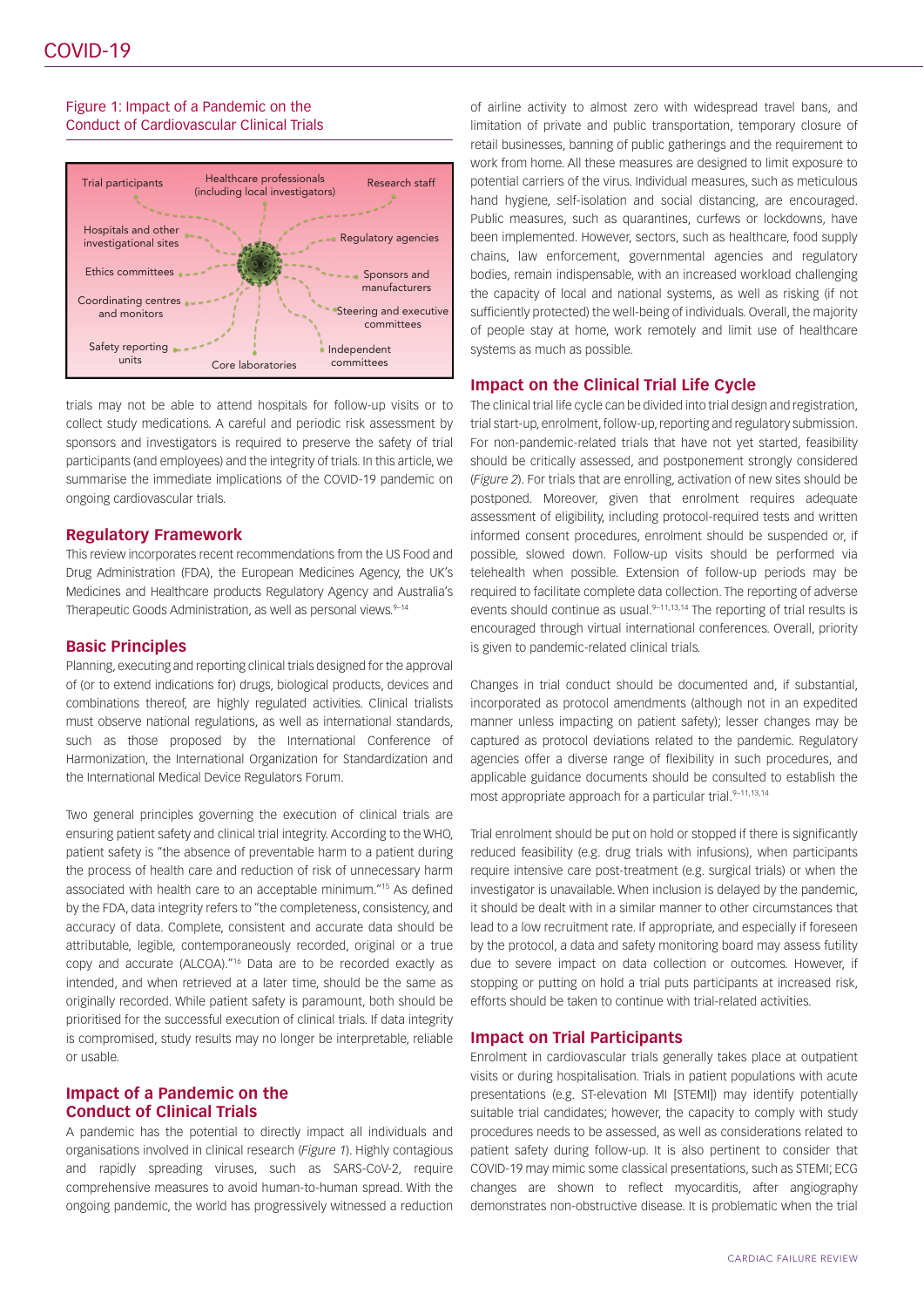Figure 1: Impact of a Pandemic on the Conduct of Cardiovascular Clinical Trials

Trial participants
Healthcare professionals (including local investigators)
Research staff
Hospitals and other investigational sites
Regulatory agencies
Ethics committees
Sponsors and manufacturers
Coordinating centres and monitors
Steering and executive committees
Safety reporting units
Core laboratories
Independent committees

trials may not be able to attend hospitals for follow-up visits or to collect study medications. A careful and periodic risk assessment by sponsors and investigators is required to preserve the safety of trial participants (and employees) and the integrity of trials. In this article, we summarise the immediate implications of the COVID-19 pandemic on ongoing cardiovascular trials.

## Regulatory Framework

This review incorporates recent recommendations from the US Food and Drug Administration (FDA), the European Medicines Agency, the UK's Medicines and Healthcare products Regulatory Agency and Australia's Therapeutic Goods Administration, as well as personal views.[9–14]

## Basic Principles

Planning, executing and reporting clinical trials designed for the approval of (or to extend indications for) drugs, biological products, devices and combinations thereof, are highly regulated activities. Clinical trialists must observe national regulations, as well as international standards, such as those proposed by the International Conference of Harmonization, the International Organization for Standardization and the International Medical Device Regulators Forum.

Two general principles governing the execution of clinical trials are ensuring patient safety and clinical trial integrity. According to the WHO, patient safety is "the absence of preventable harm to a patient during the process of health care and reduction of risk of unnecessary harm associated with health care to an acceptable minimum."[15] As defined by the FDA, data integrity refers to "the completeness, consistency, and accuracy of data. Complete, consistent and accurate data should be attributable, legible, contemporaneously recorded, original or a true copy and accurate (ALCOA)."[16] Data are to be recorded exactly as intended, and when retrieved at a later time, should be the same as originally recorded. While patient safety is paramount, both should be prioritised for the successful execution of clinical trials. If data integrity is compromised, study results may no longer be interpretable, reliable or usable.

## Impact of a Pandemic on the Conduct of Clinical Trials

A pandemic has the potential to directly impact all individuals and organisations involved in clinical research (*Figure 1*). Highly contagious and rapidly spreading viruses, such as SARS-CoV-2, require comprehensive measures to avoid human-to-human spread. With the ongoing pandemic, the world has progressively witnessed a reduction of airline activity to almost zero with widespread travel bans, and limitation of private and public transportation, temporary closure of retail businesses, banning of public gatherings and the requirement to work from home. All these measures are designed to limit exposure to potential carriers of the virus. Individual measures, such as meticulous hand hygiene, self-isolation and social distancing, are encouraged. Public measures, such as quarantines, curfews or lockdowns, have been implemented. However, sectors, such as healthcare, food supply chains, law enforcement, governmental agencies and regulatory bodies, remain indispensable, with an increased workload challenging the capacity of local and national systems, as well as risking (if not sufficiently protected) the well-being of individuals. Overall, the majority of people stay at home, work remotely and limit use of healthcare systems as much as possible.

## Impact on the Clinical Trial Life Cycle

The clinical trial life cycle can be divided into trial design and registration, trial start-up, enrolment, follow-up, reporting and regulatory submission. For non-pandemic-related trials that have not yet started, feasibility should be critically assessed, and postponement strongly considered (*Figure 2*). For trials that are enrolling, activation of new sites should be postponed. Moreover, given that enrolment requires adequate assessment of eligibility, including protocol-required tests and written informed consent procedures, enrolment should be suspended or, if possible, slowed down. Follow-up visits should be performed via telehealth when possible. Extension of follow-up periods may be required to facilitate complete data collection. The reporting of adverse events should continue as usual.[9–11,13,14] The reporting of trial results is encouraged through virtual international conferences. Overall, priority is given to pandemic-related clinical trials.

Changes in trial conduct should be documented and, if substantial, incorporated as protocol amendments (although not in an expedited manner unless impacting on patient safety); lesser changes may be captured as protocol deviations related to the pandemic. Regulatory agencies offer a diverse range of flexibility in such procedures, and applicable guidance documents should be consulted to establish the most appropriate approach for a particular trial.[9–11,13,14]

Trial enrolment should be put on hold or stopped if there is significantly reduced feasibility (e.g. drug trials with infusions), when participants require intensive care post-treatment (e.g. surgical trials) or when the investigator is unavailable. When inclusion is delayed by the pandemic, it should be dealt with in a similar manner to other circumstances that lead to a low recruitment rate. If appropriate, and especially if foreseen by the protocol, a data and safety monitoring board may assess futility due to severe impact on data collection or outcomes. However, if stopping or putting on hold a trial puts participants at increased risk, efforts should be taken to continue with trial-related activities.

## Impact on Trial Participants

Enrolment in cardiovascular trials generally takes place at outpatient visits or during hospitalisation. Trials in patient populations with acute presentations (e.g. ST-elevation MI [STEMI]) may identify potentially suitable trial candidates; however, the capacity to comply with study procedures needs to be assessed, as well as considerations related to patient safety during follow-up. It is also pertinent to consider that COVID-19 may mimic some classical presentations, such as STEMI; ECG changes are shown to reflect myocarditis, after angiography demonstrates non-obstructive disease. It is problematic when the trial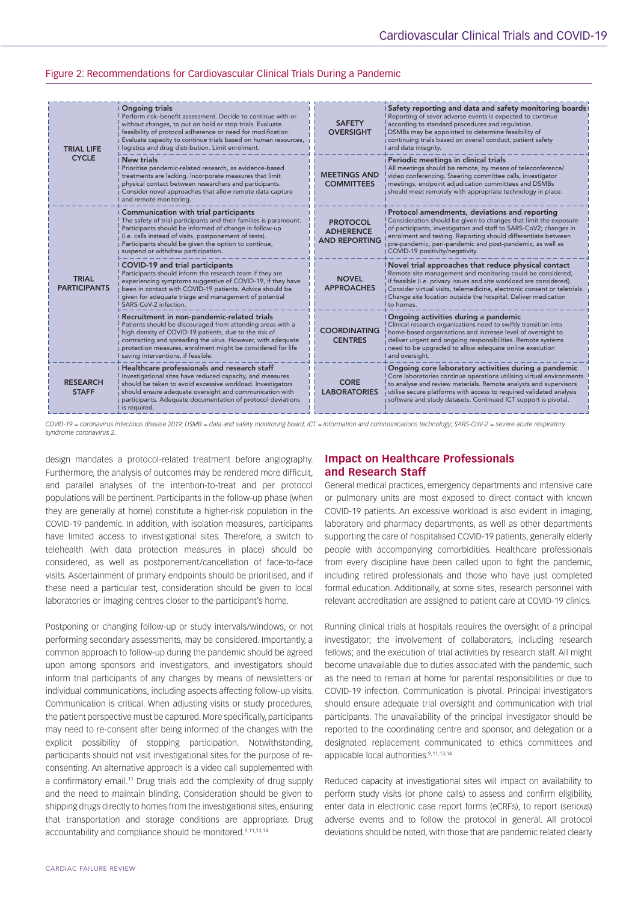Figure 2: Recommendations for Cardiovascular Clinical Trials During a Pandemic

| | | | |
|---|---|---|---|
| TRIAL LIFE CYCLE | **Ongoing trials** Perform risk–benefit assessment. Decide to continue with or without changes, to put on hold or stop trials. Evaluate feasibility of protocol adherence or need for modification. Evaluate capacity to continue trials based on human resources, logistics and drug distribution. Limit enrolment. | SAFETY OVERSIGHT | **Safety reporting and data and safety monitoring boards** Reporting of sever adverse events is expected to continue according to standard procedures and regulation. DSMBs may be appointed to determine feasibility of continuing trials based on overall conduct, patient safety and date integrity. |
| | **New trials** Prioritise pandemic-related research, as evidence-based treatments are lacking. Incorporate measures that limit physical contact between researchers and participants. Consider novel approaches that allow remote data capture and remote monitoring. | MEETINGS AND COMMITTEES | **Periodic meetings in clinical trials** All meetings should be remote, by means of teleconference/ video conferencing. Steering committee calls, investigator meetings, endpoint adjudication committees and DSMBs should meet remotely with appropriate technology in place. |
| TRIAL PARTICIPANTS | **Communication with trial participants** The safety of trial participants and their families is paramount. Participants should be informed of change in follow-up (i.e. calls instead of visits, postponement of tests). Participants should be given the option to continue, suspend or withdraw participation. | PROTOCOL ADHERENCE AND REPORTING | **Protocol amendments, deviations and reporting** Consideration should be given to changes that limit the exposure of participants, investigators and staff to SARS-CoV2; changes in enrolment and testing. Reporting should differentiate between pre-pandemic, peri-pandemic and post-pandemic, as well as COVID-19 positivity/negativity. |
| | **COVID-19 and trial participants** Participants should inform the research team if they are experiencing symptoms suggestive of COVID-19, if they have been in contact with COVID-19 patients. Advice should be given for adequate triage and management of potential SARS-CoV-2 infection. | NOVEL APPROACHES | **Novel trial approaches that reduce physical contact** Remote site management and monitoring could be considered, if feasible (i.e. privacy issues and site workload are considered). Consider virtual visits, telemedicine, electronic consent or teletrials. Change site location outside the hospital. Deliver medication to homes. |
| | **Recruitment in non-pandemic-related trials** Patients should be discouraged from attending areas with a high density of COVID-19 patients, due to the risk of contracting and spreading the virus. However, with adequate protection measures, enrolment might be considered for life saving interventions, if feasible. | COORDINATING CENTRES | **Ongoing activities during a pandemic** Clinical research organisations need to swiftly transition into home-based organisations and increase level of oversight to deliver urgent and ongoing responsibilities. Remote systems need to be upgraded to allow adequate online execution and oversight. |
| RESEARCH STAFF | **Healthcare professionals and research staff** Investigational sites have reduced capacity, and measures should be taken to avoid excessive workload. Investigators should ensure adequate oversight and communication with participants. Adequate documentation of protocol deviations is required. | CORE LABORATORIES | **Ongoing core laboratory activities during a pandemic** Core laboratories continue operations utilising virtual environments to analyse and review materials. Remote analysts and supervisors utilise secure platforms with access to required validated analysis software and study datasets. Continued ICT support is pivotal. |

*COVID-19 = coronavirus infectious disease 2019; DSMB = data and safety monitoring board; ICT = information and communications technology; SARS-CoV-2 = severe acute respiratory syndrome coronavirus 2.*

design mandates a protocol-related treatment before angiography. Furthermore, the analysis of outcomes may be rendered more difficult, and parallel analyses of the intention-to-treat and per protocol populations will be pertinent. Participants in the follow-up phase (when they are generally at home) constitute a higher-risk population in the COVID-19 pandemic. In addition, with isolation measures, participants have limited access to investigational sites. Therefore, a switch to telehealth (with data protection measures in place) should be considered, as well as postponement/cancellation of face-to-face visits. Ascertainment of primary endpoints should be prioritised, and if these need a particular test, consideration should be given to local laboratories or imaging centres closer to the participant's home.

Postponing or changing follow-up or study intervals/windows, or not performing secondary assessments, may be considered. Importantly, a common approach to follow-up during the pandemic should be agreed upon among sponsors and investigators, and investigators should inform trial participants of any changes by means of newsletters or individual communications, including aspects affecting follow-up visits. Communication is critical. When adjusting visits or study procedures, the patient perspective must be captured. More specifically, participants may need to re-consent after being informed of the changes with the explicit possibility of stopping participation. Notwithstanding, participants should not visit investigational sites for the purpose of re-consenting. An alternative approach is a video call supplemented with a confirmatory email.[11] Drug trials add the complexity of drug supply and the need to maintain blinding. Consideration should be given to shipping drugs directly to homes from the investigational sites, ensuring that transportation and storage conditions are appropriate. Drug accountability and compliance should be monitored.[9,11,13,14]

## Impact on Healthcare Professionals and Research Staff

General medical practices, emergency departments and intensive care or pulmonary units are most exposed to direct contact with known COVID-19 patients. An excessive workload is also evident in imaging, laboratory and pharmacy departments, as well as other departments supporting the care of hospitalised COVID-19 patients, generally elderly people with accompanying comorbidities. Healthcare professionals from every discipline have been called upon to fight the pandemic, including retired professionals and those who have just completed formal education. Additionally, at some sites, research personnel with relevant accreditation are assigned to patient care at COVID-19 clinics.

Running clinical trials at hospitals requires the oversight of a principal investigator; the involvement of collaborators, including research fellows; and the execution of trial activities by research staff. All might become unavailable due to duties associated with the pandemic, such as the need to remain at home for parental responsibilities or due to COVID-19 infection. Communication is pivotal. Principal investigators should ensure adequate trial oversight and communication with trial participants. The unavailability of the principal investigator should be reported to the coordinating centre and sponsor, and delegation or a designated replacement communicated to ethics committees and applicable local authorities.[9,11,13,14]

Reduced capacity at investigational sites will impact on availability to perform study visits (or phone calls) to assess and confirm eligibility, enter data in electronic case report forms (eCRFs), to report (serious) adverse events and to follow the protocol in general. All protocol deviations should be noted, with those that are pandemic related clearly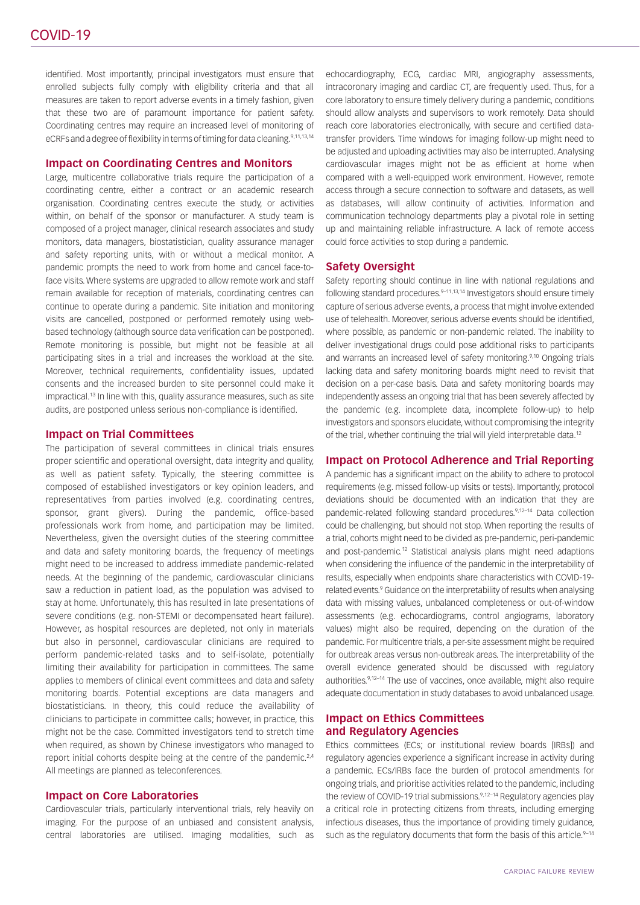identified. Most importantly, principal investigators must ensure that enrolled subjects fully comply with eligibility criteria and that all measures are taken to report adverse events in a timely fashion, given that these two are of paramount importance for patient safety. Coordinating centres may require an increased level of monitoring of eCRFs and a degree of flexibility in terms of timing for data cleaning.[9,11,13,14]

### Impact on Coordinating Centres and Monitors

Large, multicentre collaborative trials require the participation of a coordinating centre, either a contract or an academic research organisation. Coordinating centres execute the study, or activities within, on behalf of the sponsor or manufacturer. A study team is composed of a project manager, clinical research associates and study monitors, data managers, biostatistician, quality assurance manager and safety reporting units, with or without a medical monitor. A pandemic prompts the need to work from home and cancel face-to-face visits. Where systems are upgraded to allow remote work and staff remain available for reception of materials, coordinating centres can continue to operate during a pandemic. Site initiation and monitoring visits are cancelled, postponed or performed remotely using web-based technology (although source data verification can be postponed). Remote monitoring is possible, but might not be feasible at all participating sites in a trial and increases the workload at the site. Moreover, technical requirements, confidentiality issues, updated consents and the increased burden to site personnel could make it impractical.[13] In line with this, quality assurance measures, such as site audits, are postponed unless serious non-compliance is identified.

### Impact on Trial Committees

The participation of several committees in clinical trials ensures proper scientific and operational oversight, data integrity and quality, as well as patient safety. Typically, the steering committee is composed of established investigators or key opinion leaders, and representatives from parties involved (e.g. coordinating centres, sponsor, grant givers). During the pandemic, office-based professionals work from home, and participation may be limited. Nevertheless, given the oversight duties of the steering committee and data and safety monitoring boards, the frequency of meetings might need to be increased to address immediate pandemic-related needs. At the beginning of the pandemic, cardiovascular clinicians saw a reduction in patient load, as the population was advised to stay at home. Unfortunately, this has resulted in late presentations of severe conditions (e.g. non-STEMI or decompensated heart failure). However, as hospital resources are depleted, not only in materials but also in personnel, cardiovascular clinicians are required to perform pandemic-related tasks and to self-isolate, potentially limiting their availability for participation in committees. The same applies to members of clinical event committees and data and safety monitoring boards. Potential exceptions are data managers and biostatisticians. In theory, this could reduce the availability of clinicians to participate in committee calls; however, in practice, this might not be the case. Committed investigators tend to stretch time when required, as shown by Chinese investigators who managed to report initial cohorts despite being at the centre of the pandemic.[2,4] All meetings are planned as teleconferences.

### Impact on Core Laboratories

Cardiovascular trials, particularly interventional trials, rely heavily on imaging. For the purpose of an unbiased and consistent analysis, central laboratories are utilised. Imaging modalities, such as echocardiography, ECG, cardiac MRI, angiography assessments, intracoronary imaging and cardiac CT, are frequently used. Thus, for a core laboratory to ensure timely delivery during a pandemic, conditions should allow analysts and supervisors to work remotely. Data should reach core laboratories electronically, with secure and certified data-transfer providers. Time windows for imaging follow-up might need to be adjusted and uploading activities may also be interrupted. Analysing cardiovascular images might not be as efficient at home when compared with a well-equipped work environment. However, remote access through a secure connection to software and datasets, as well as databases, will allow continuity of activities. Information and communication technology departments play a pivotal role in setting up and maintaining reliable infrastructure. A lack of remote access could force activities to stop during a pandemic.

### Safety Oversight

Safety reporting should continue in line with national regulations and following standard procedures.[9–11,13,14] Investigators should ensure timely capture of serious adverse events, a process that might involve extended use of telehealth. Moreover, serious adverse events should be identified, where possible, as pandemic or non-pandemic related. The inability to deliver investigational drugs could pose additional risks to participants and warrants an increased level of safety monitoring.[9,10] Ongoing trials lacking data and safety monitoring boards might need to revisit that decision on a per-case basis. Data and safety monitoring boards may independently assess an ongoing trial that has been severely affected by the pandemic (e.g. incomplete data, incomplete follow-up) to help investigators and sponsors elucidate, without compromising the integrity of the trial, whether continuing the trial will yield interpretable data.[12]

### Impact on Protocol Adherence and Trial Reporting

A pandemic has a significant impact on the ability to adhere to protocol requirements (e.g. missed follow-up visits or tests). Importantly, protocol deviations should be documented with an indication that they are pandemic-related following standard procedures.[9,12–14] Data collection could be challenging, but should not stop. When reporting the results of a trial, cohorts might need to be divided as pre-pandemic, peri-pandemic and post-pandemic.[12] Statistical analysis plans might need adaptions when considering the influence of the pandemic in the interpretability of results, especially when endpoints share characteristics with COVID-19-related events.[9] Guidance on the interpretability of results when analysing data with missing values, unbalanced completeness or out-of-window assessments (e.g. echocardiograms, control angiograms, laboratory values) might also be required, depending on the duration of the pandemic. For multicentre trials, a per-site assessment might be required for outbreak areas versus non-outbreak areas. The interpretability of the overall evidence generated should be discussed with regulatory authorities.[9,12–14] The use of vaccines, once available, might also require adequate documentation in study databases to avoid unbalanced usage.

### Impact on Ethics Committees and Regulatory Agencies

Ethics committees (ECs; or institutional review boards [IRBs]) and regulatory agencies experience a significant increase in activity during a pandemic. ECs/IRBs face the burden of protocol amendments for ongoing trials, and prioritise activities related to the pandemic, including the review of COVID-19 trial submissions.[9,12–14] Regulatory agencies play a critical role in protecting citizens from threats, including emerging infectious diseases, thus the importance of providing timely guidance, such as the regulatory documents that form the basis of this article.[9–14]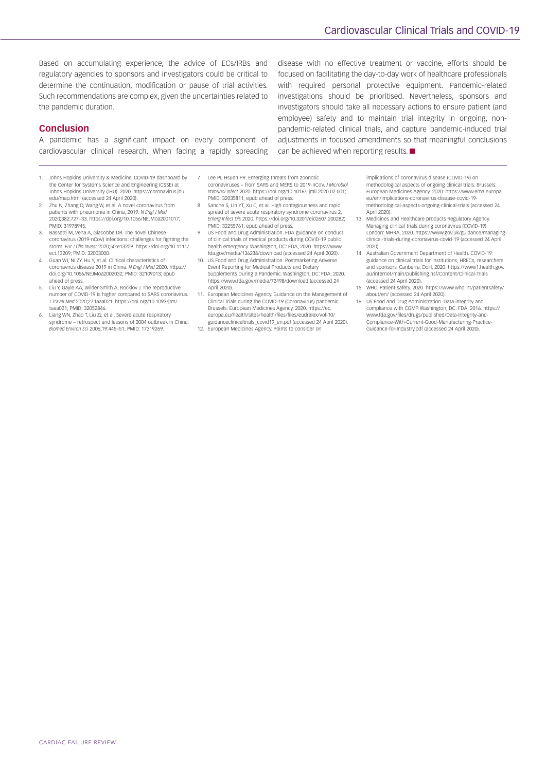Based on accumulating experience, the advice of ECs/IRBs and regulatory agencies to sponsors and investigators could be critical to determine the continuation, modification or pause of trial activities. Such recommendations are complex, given the uncertainties related to the pandemic duration.

## Conclusion

A pandemic has a significant impact on every component of cardiovascular clinical research. When facing a rapidly spreading disease with no effective treatment or vaccine, efforts should be focused on facilitating the day-to-day work of healthcare professionals with required personal protective equipment. Pandemic-related investigations should be prioritised. Nevertheless, sponsors and investigators should take all necessary actions to ensure patient (and employee) safety and to maintain trial integrity in ongoing, non-pandemic-related clinical trials, and capture pandemic-induced trial adjustments in focused amendments so that meaningful conclusions can be achieved when reporting results. ■

1. Johns Hopkins University & Medicine. COVID-19 dashboard by the Center for Systems Science and Engineering (CSSE) at Johns Hopkins University (JHU). 2020. https://coronavirus.jhu.edu/map.html (accessed 24 April 2020).
2. Zhu N, Zhang D, Wang W, et al. A novel coronavirus from patients with pneumonia in China, 2019. *N Engl J Med* 2020;382:727–33. https://doi.org/10.1056/NEJMoa2001017; PMID: 31978945.
3. Bassetti M, Vena A, Giacobbe DR. The novel Chinese coronavirus (2019-nCoV) infections: challenges for fighting the storm. *Eur J Clin Invest* 2020;50:e13209. https://doi.org/10.1111/eci.13209; PMID: 32003000.
4. Guan WJ, Ni ZY, Hu Y, et al. Clinical characteristics of coronavirus disease 2019 in China. *N Engl J Med* 2020. https://doi.org/10.1056/NEJMoa2002032; PMID: 32109013; epub ahead of press.
5. Liu Y, Gayle AA, Wilder-Smith A, Rocklov J. The reproductive number of COVID-19 is higher compared to SARS coronavirus. *J Travel Med* 2020;27:taaa021. https://doi.org/10.1093/jtm/taaa021; PMID: 32052846.
6. Liang WN, Zhao T, Liu ZJ, et al. Severe acute respiratory syndrome – retrospect and lessons of 2004 outbreak in China. *Biomed Environ Sci* 2006;19:445–51. PMID: 17319269.
7. Lee PI, Hsueh PR. Emerging threats from zoonotic coronaviruses – from SARS and MERS to 2019-nCoV. *J Microbiol Immunol Infect* 2020. https://doi.org/10.1016/j.jmii.2020.02.001; PMID: 32035811; epub ahead of press.
8. Sanche S, Lin YT, Xu C, et al. High contagiousness and rapid spread of severe acute respiratory syndrome coronavirus 2. *Emerg Infect Dis* 2020. https://doi.org/10.3201/eid2607.200282; PMID: 32255761; epub ahead of press.
9. US Food and Drug Administration. FDA guidance on conduct of clinical trials of medical products during COVID-19 public health emergency. Washington, DC: FDA, 2020. https://www.fda.gov/media/136238/download (accessed 24 April 2020).
10. US Food and Drug Administration. Postmarketing Adverse Event Reporting for Medical Products and Dietary Supplements During a Pandemic. Washington, DC: FDA, 2020. https://www.fda.gov/media/72498/download (accessed 24 April 2020).
11. European Medicines Agency. Guidance on the Management of Clinical Trials during the COVID-19 (Coronavirus) pandemic. Brussels: European Medicines Agency, 2020. https://ec.europa.eu/health/sites/health/files/files/eudralex/vol-10/guidanceclinicaltrials_covid19_en.pdf (accessed 24 April 2020).
12. European Medicines Agency. Points to consider on implications of coronavirus disease (COVID-19) on methodological aspects of ongoing clinical trials. Brussels: European Medicines Agency, 2020. https://www.ema.europa.eu/en/implications-coronavirus-disease-covid-19-methodological-aspects-ongoing-clinical-trials (accessed 24 April 2020).
13. Medicines and Healthcare products Regulatory Agency. Managing clinical trials during coronavirus (COVID-19). London: MHRA, 2020. https://www.gov.uk/guidance/managing-clinical-trials-during-coronavirus-covid-19 (accessed 24 April 2020).
14. Australian Government Department of Health. COVID-19: guidance on clinical trials for institutions, HRECs, researchers and sponsors. Canberra: DoH, 2020. https://www1.health.gov.au/internet/main/publishing.nsf/Content/Clinical-Trials (accessed 24 April 2020).
15. WHO. Patient safety. 2020. https://www.who.int/patientsafety/about/en/ (accessed 24 April 2020).
16. US Food and Drug Administration. Data integrity and compliance with CGMP. Washington, DC: FDA, 2016. https://www.fda.gov/files/drugs/published/Data-Integrity-and-Compliance-With-Current-Good-Manufacturing-Practice-Guidance-for-Industry.pdf (accessed 24 April 2020).